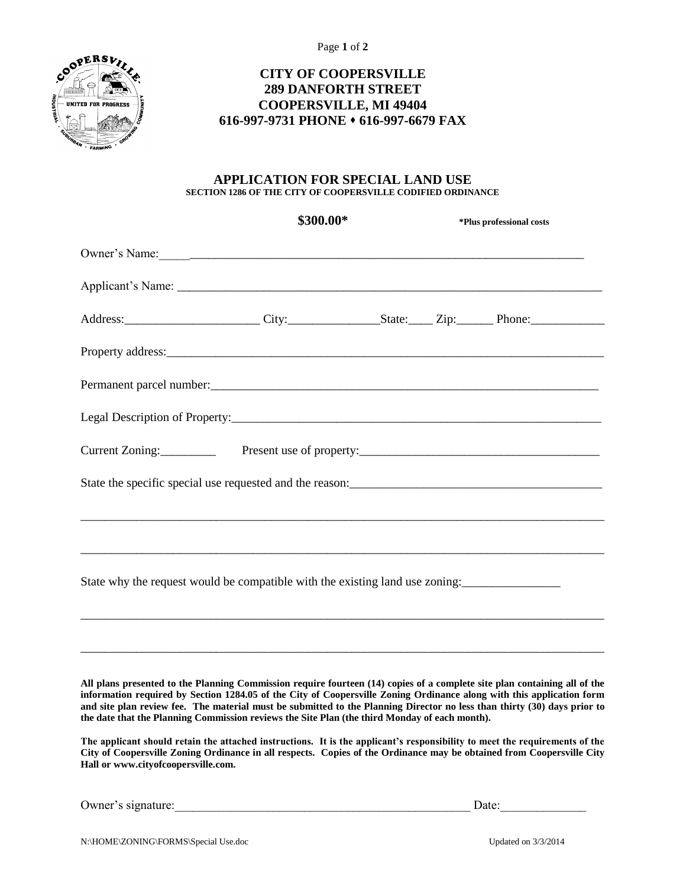# CITY OF COOPERSVILLE
## 289 DANFORTH STREET
## COOPERSVILLE, MI 49404
## 616-997-9731 PHONE ⬩ 616-997-6679 FAX

## APPLICATION FOR SPECIAL LAND USE
**SECTION 1286 OF THE CITY OF COOPERSVILLE CODIFIED ORDINANCE**

**$300.00*** **\*Plus professional costs**

Owner's Name:_____________________________________________________________________

Applicant's Name: __________________________________________________________________

Address:_____________________ City:______________State:____ Zip:______ Phone:____________

Property address:____________________________________________________________________

Permanent parcel number:______________________________________________________________

Legal Description of Property:__________________________________________________________

Current Zoning:_________ Present use of property:_______________________________________

State the specific special use requested and the reason:_________________________________________

_______________________________________________________________________________

_______________________________________________________________________________

State why the request would be compatible with the existing land use zoning:________________

_______________________________________________________________________________

_______________________________________________________________________________

**All plans presented to the Planning Commission require fourteen (14) copies of a complete site plan containing all of the information required by Section 1284.05 of the City of Coopersville Zoning Ordinance along with this application form and site plan review fee. The material must be submitted to the Planning Director no less than thirty (30) days prior to the date that the Planning Commission reviews the Site Plan (the third Monday of each month).**

**The applicant should retain the attached instructions. It is the applicant's responsibility to meet the requirements of the City of Coopersville Zoning Ordinance in all respects. Copies of the Ordinance may be obtained from Coopersville City Hall or www.cityofcoopersville.com.**

Owner's signature:_________________________________________________ Date:______________

N:\HOME\ZONING\FORMS\Special Use.doc Updated on 3/3/2014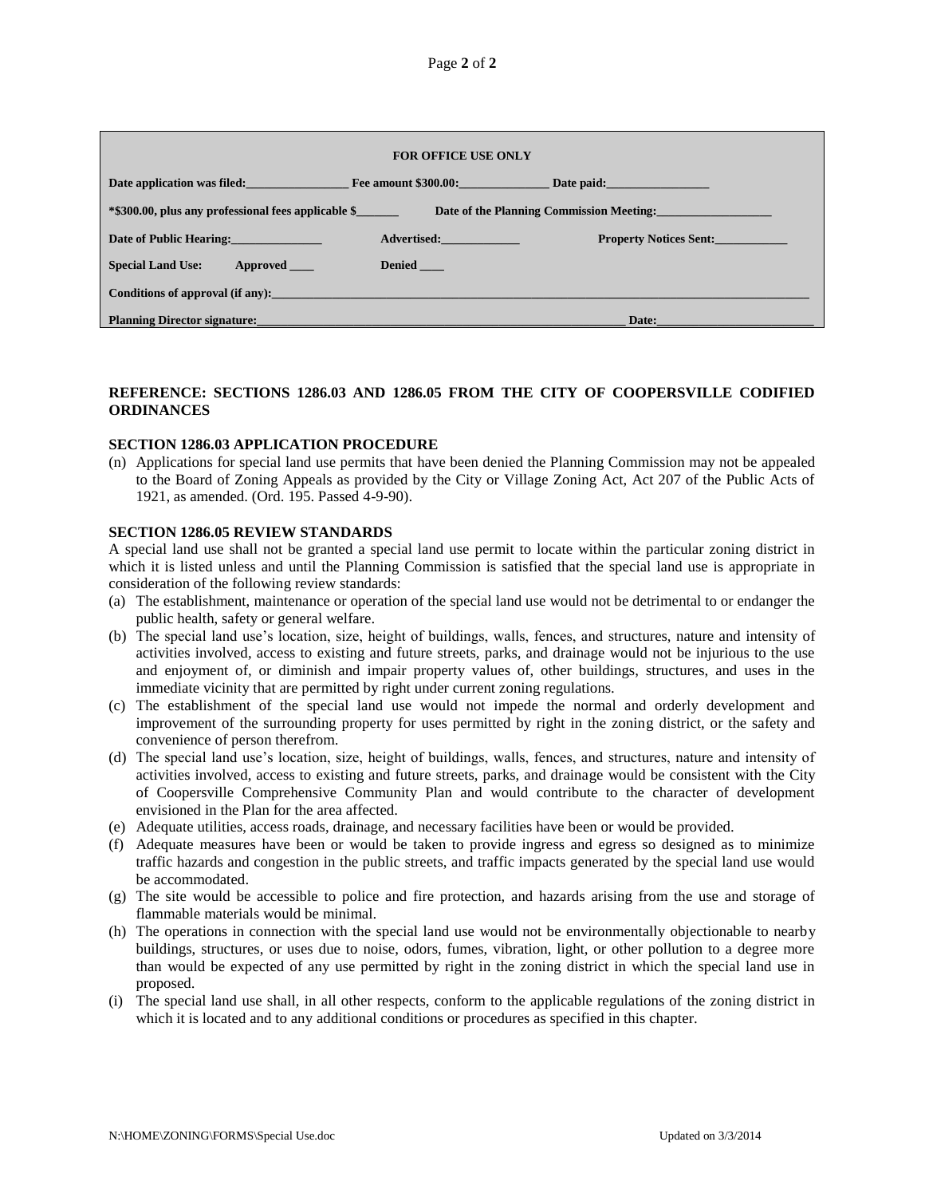**FOR OFFICE USE ONLY**

**Date application was filed:\_\_\_\_\_\_\_\_\_\_\_\_\_\_\_\_ Fee amount $300.00:\_\_\_\_\_\_\_\_\_\_\_\_\_\_ Date paid:\_\_\_\_\_\_\_\_\_\_\_\_\_\_\_\_**

**\*$300.00, plus any professional fees applicable $\_\_\_\_\_\_\_ Date of the Planning Commission Meeting:\_\_\_\_\_\_\_\_\_\_\_\_\_\_\_\_\_\_\_**

**Date of Public Hearing:\_\_\_\_\_\_\_\_\_\_\_\_\_\_\_ Advertised:\_\_\_\_\_\_\_\_\_\_\_\_\_ Property Notices Sent:\_\_\_\_\_\_\_\_\_\_\_\_**

**Special Land Use: Approved \_\_\_\_ Denied \_\_\_\_**

**Conditions of approval (if any):\_\_\_\_\_\_\_\_\_\_\_\_\_\_\_\_\_\_\_\_\_\_\_\_\_\_\_\_\_\_\_\_\_\_\_\_\_\_\_\_\_\_\_\_\_\_\_\_\_\_\_\_\_\_\_\_\_\_\_\_\_\_\_\_\_\_\_\_\_\_\_\_\_\_**

**Planning Director signature:\_\_\_\_\_\_\_\_\_\_\_\_\_\_\_\_\_\_\_\_\_\_\_\_\_\_\_\_\_\_\_\_\_\_\_\_\_\_\_\_\_\_\_\_\_\_\_\_\_\_\_\_\_\_\_\_\_\_\_ Date:\_\_\_\_\_\_\_\_\_\_\_\_\_\_\_\_\_\_\_\_\_\_\_\_\_**

## REFERENCE: SECTIONS 1286.03 AND 1286.05 FROM THE CITY OF COOPERSVILLE CODIFIED ORDINANCES

### SECTION 1286.03 APPLICATION PROCEDURE

(n) Applications for special land use permits that have been denied the Planning Commission may not be appealed to the Board of Zoning Appeals as provided by the City or Village Zoning Act, Act 207 of the Public Acts of 1921, as amended. (Ord. 195. Passed 4-9-90).

### SECTION 1286.05 REVIEW STANDARDS

A special land use shall not be granted a special land use permit to locate within the particular zoning district in which it is listed unless and until the Planning Commission is satisfied that the special land use is appropriate in consideration of the following review standards:

(a) The establishment, maintenance or operation of the special land use would not be detrimental to or endanger the public health, safety or general welfare.

(b) The special land use's location, size, height of buildings, walls, fences, and structures, nature and intensity of activities involved, access to existing and future streets, parks, and drainage would not be injurious to the use and enjoyment of, or diminish and impair property values of, other buildings, structures, and uses in the immediate vicinity that are permitted by right under current zoning regulations.

(c) The establishment of the special land use would not impede the normal and orderly development and improvement of the surrounding property for uses permitted by right in the zoning district, or the safety and convenience of person therefrom.

(d) The special land use's location, size, height of buildings, walls, fences, and structures, nature and intensity of activities involved, access to existing and future streets, parks, and drainage would be consistent with the City of Coopersville Comprehensive Community Plan and would contribute to the character of development envisioned in the Plan for the area affected.

(e) Adequate utilities, access roads, drainage, and necessary facilities have been or would be provided.

(f) Adequate measures have been or would be taken to provide ingress and egress so designed as to minimize traffic hazards and congestion in the public streets, and traffic impacts generated by the special land use would be accommodated.

(g) The site would be accessible to police and fire protection, and hazards arising from the use and storage of flammable materials would be minimal.

(h) The operations in connection with the special land use would not be environmentally objectionable to nearby buildings, structures, or uses due to noise, odors, fumes, vibration, light, or other pollution to a degree more than would be expected of any use permitted by right in the zoning district in which the special land use in proposed.

(i) The special land use shall, in all other respects, conform to the applicable regulations of the zoning district in which it is located and to any additional conditions or procedures as specified in this chapter.

N:\HOME\ZONING\FORMS\Special Use.doc Updated on 3/3/2014